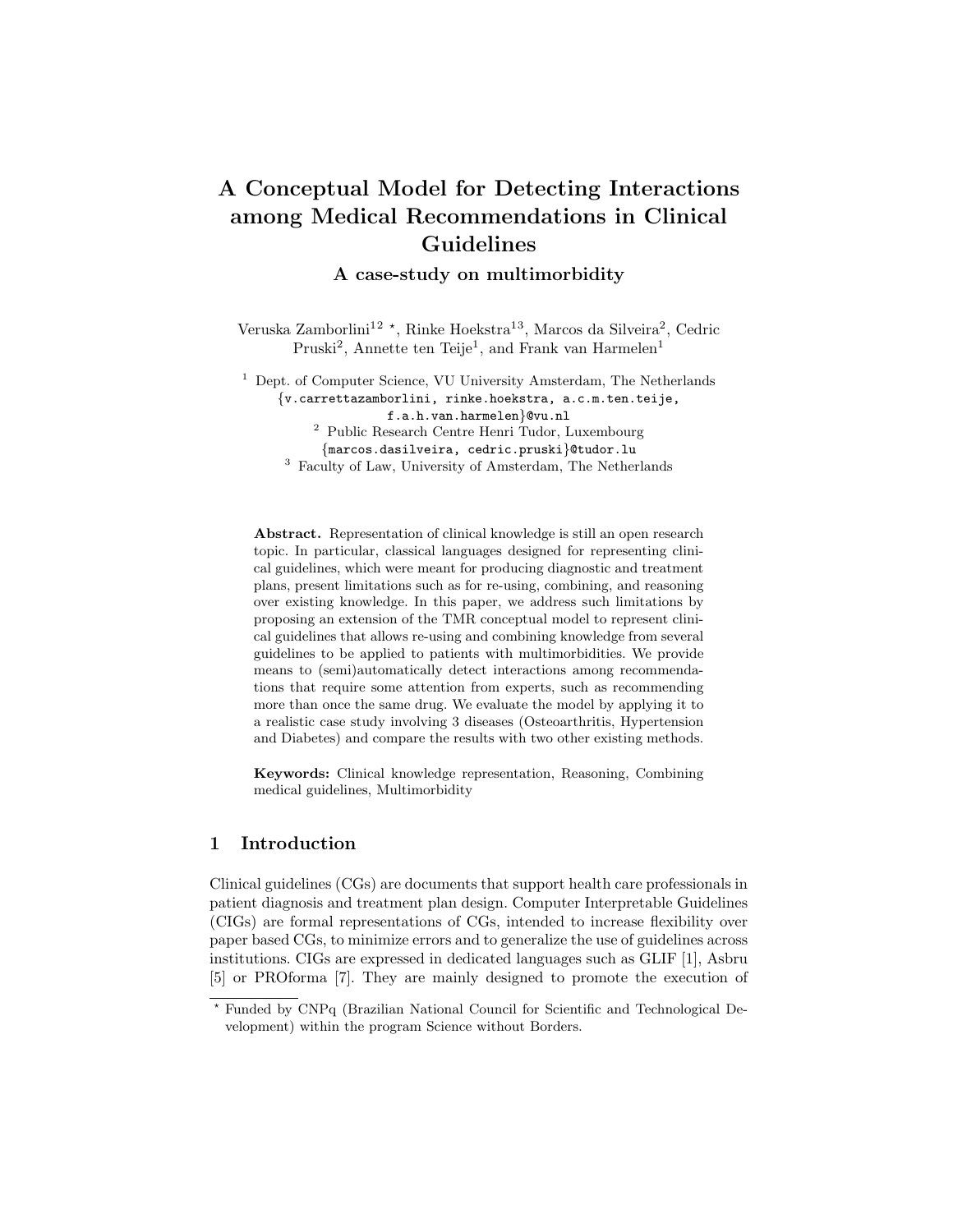# A Conceptual Model for Detecting Interactions among Medical Recommendations in Clinical Guidelines

### A case-study on multimorbidity

Veruska Zamborlini[1,2] *, Rinke Hoekstra[1,3], Marcos da Silveira[2], Cedric Pruski[2], Annette ten Teije[1], and Frank van Harmelen[1]

[1] Dept. of Computer Science, VU University Amsterdam, The Netherlands
{v.carrettazamborlini, rinke.hoekstra, a.c.m.ten.teije, f.a.h.van.harmelen}@vu.nl

[2] Public Research Centre Henri Tudor, Luxembourg
{marcos.dasilveira, cedric.pruski}@tudor.lu

[3] Faculty of Law, University of Amsterdam, The Netherlands

**Abstract.** Representation of clinical knowledge is still an open research topic. In particular, classical languages designed for representing clinical guidelines, which were meant for producing diagnostic and treatment plans, present limitations such as for re-using, combining, and reasoning over existing knowledge. In this paper, we address such limitations by proposing an extension of the TMR conceptual model to represent clinical guidelines that allows re-using and combining knowledge from several guidelines to be applied to patients with multimorbidities. We provide means to (semi)automatically detect interactions among recommendations that require some attention from experts, such as recommending more than once the same drug. We evaluate the model by applying it to a realistic case study involving 3 diseases (Osteoarthritis, Hypertension and Diabetes) and compare the results with two other existing methods.

**Keywords:** Clinical knowledge representation, Reasoning, Combining medical guidelines, Multimorbidity

## 1 Introduction

Clinical guidelines (CGs) are documents that support health care professionals in patient diagnosis and treatment plan design. Computer Interpretable Guidelines (CIGs) are formal representations of CGs, intended to increase flexibility over paper based CGs, to minimize errors and to generalize the use of guidelines across institutions. CIGs are expressed in dedicated languages such as GLIF [1], Asbru [5] or PROforma [7]. They are mainly designed to promote the execution of

* Funded by CNPq (Brazilian National Council for Scientific and Technological Development) within the program Science without Borders.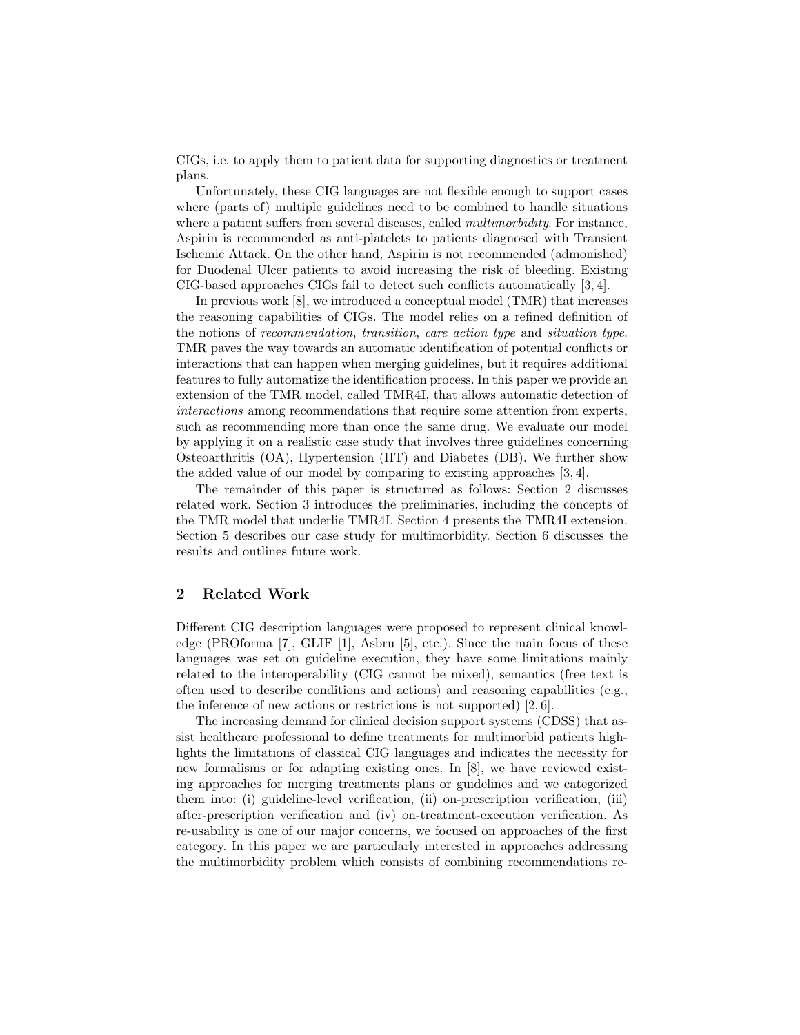CIGs, i.e. to apply them to patient data for supporting diagnostics or treatment plans.

Unfortunately, these CIG languages are not flexible enough to support cases where (parts of) multiple guidelines need to be combined to handle situations where a patient suffers from several diseases, called *multimorbidity*. For instance, Aspirin is recommended as anti-platelets to patients diagnosed with Transient Ischemic Attack. On the other hand, Aspirin is not recommended (admonished) for Duodenal Ulcer patients to avoid increasing the risk of bleeding. Existing CIG-based approaches CIGs fail to detect such conflicts automatically [3, 4].

In previous work [8], we introduced a conceptual model (TMR) that increases the reasoning capabilities of CIGs. The model relies on a refined definition of the notions of *recommendation*, *transition*, *care action type* and *situation type*. TMR paves the way towards an automatic identification of potential conflicts or interactions that can happen when merging guidelines, but it requires additional features to fully automatize the identification process. In this paper we provide an extension of the TMR model, called TMR4I, that allows automatic detection of *interactions* among recommendations that require some attention from experts, such as recommending more than once the same drug. We evaluate our model by applying it on a realistic case study that involves three guidelines concerning Osteoarthritis (OA), Hypertension (HT) and Diabetes (DB). We further show the added value of our model by comparing to existing approaches [3, 4].

The remainder of this paper is structured as follows: Section 2 discusses related work. Section 3 introduces the preliminaries, including the concepts of the TMR model that underlie TMR4I. Section 4 presents the TMR4I extension. Section 5 describes our case study for multimorbidity. Section 6 discusses the results and outlines future work.

## 2 Related Work

Different CIG description languages were proposed to represent clinical knowledge (PROforma [7], GLIF [1], Asbru [5], etc.). Since the main focus of these languages was set on guideline execution, they have some limitations mainly related to the interoperability (CIG cannot be mixed), semantics (free text is often used to describe conditions and actions) and reasoning capabilities (e.g., the inference of new actions or restrictions is not supported) [2, 6].

The increasing demand for clinical decision support systems (CDSS) that assist healthcare professional to define treatments for multimorbid patients highlights the limitations of classical CIG languages and indicates the necessity for new formalisms or for adapting existing ones. In [8], we have reviewed existing approaches for merging treatments plans or guidelines and we categorized them into: (i) guideline-level verification, (ii) on-prescription verification, (iii) after-prescription verification and (iv) on-treatment-execution verification. As re-usability is one of our major concerns, we focused on approaches of the first category. In this paper we are particularly interested in approaches addressing the multimorbidity problem which consists of combining recommendations re-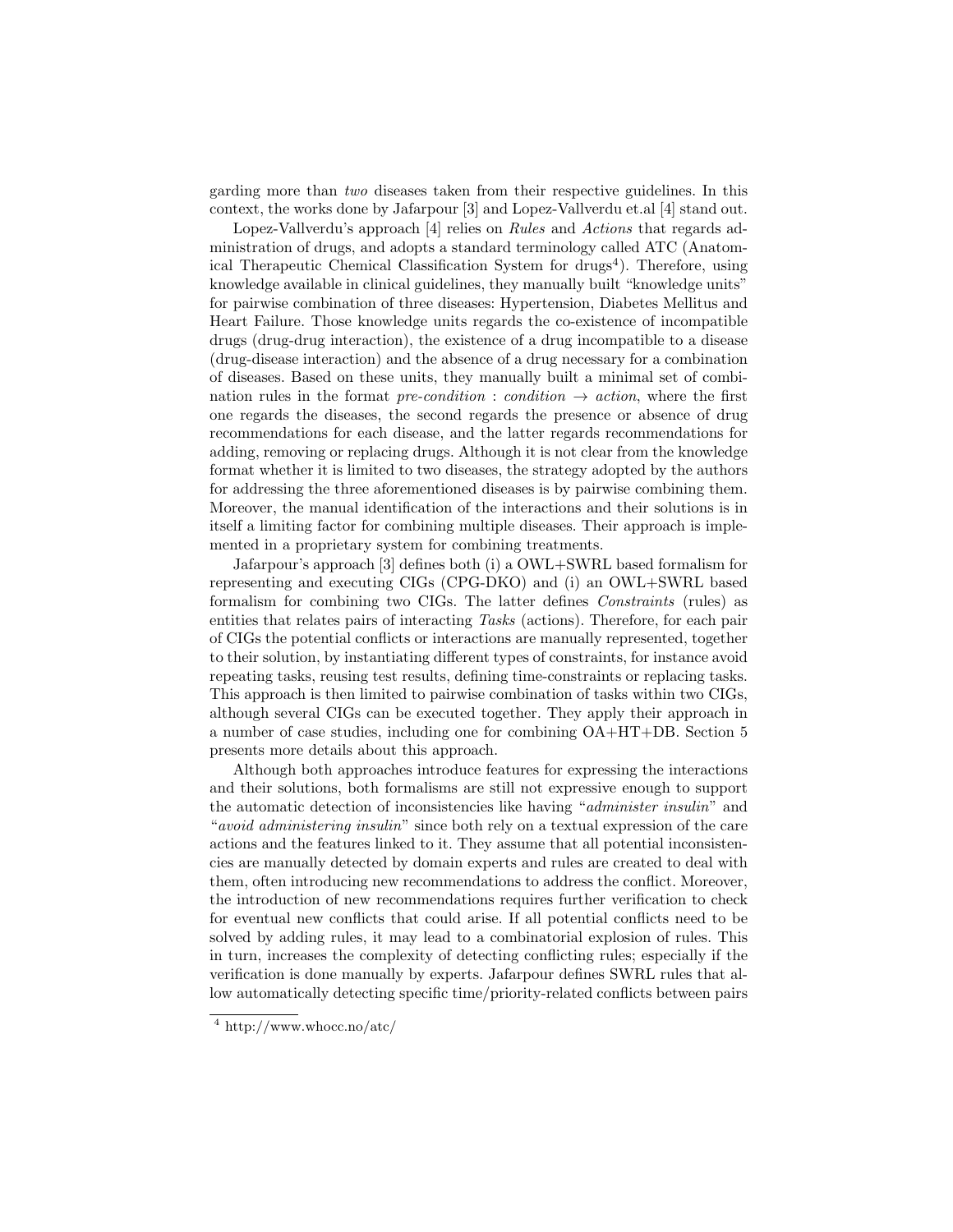garding more than *two* diseases taken from their respective guidelines. In this context, the works done by Jafarpour [3] and Lopez-Vallverdu et.al [4] stand out.

Lopez-Vallverdu's approach [4] relies on *Rules* and *Actions* that regards administration of drugs, and adopts a standard terminology called ATC (Anatomical Therapeutic Chemical Classification System for drugs[4]). Therefore, using knowledge available in clinical guidelines, they manually built "knowledge units" for pairwise combination of three diseases: Hypertension, Diabetes Mellitus and Heart Failure. Those knowledge units regards the co-existence of incompatible drugs (drug-drug interaction), the existence of a drug incompatible to a disease (drug-disease interaction) and the absence of a drug necessary for a combination of diseases. Based on these units, they manually built a minimal set of combination rules in the format *pre-condition* : *condition* $\rightarrow$ *action*, where the first one regards the diseases, the second regards the presence or absence of drug recommendations for each disease, and the latter regards recommendations for adding, removing or replacing drugs. Although it is not clear from the knowledge format whether it is limited to two diseases, the strategy adopted by the authors for addressing the three aforementioned diseases is by pairwise combining them. Moreover, the manual identification of the interactions and their solutions is in itself a limiting factor for combining multiple diseases. Their approach is implemented in a proprietary system for combining treatments.

Jafarpour's approach [3] defines both (i) a OWL+SWRL based formalism for representing and executing CIGs (CPG-DKO) and (i) an OWL+SWRL based formalism for combining two CIGs. The latter defines *Constraints* (rules) as entities that relates pairs of interacting *Tasks* (actions). Therefore, for each pair of CIGs the potential conflicts or interactions are manually represented, together to their solution, by instantiating different types of constraints, for instance avoid repeating tasks, reusing test results, defining time-constraints or replacing tasks. This approach is then limited to pairwise combination of tasks within two CIGs, although several CIGs can be executed together. They apply their approach in a number of case studies, including one for combining OA+HT+DB. Section 5 presents more details about this approach.

Although both approaches introduce features for expressing the interactions and their solutions, both formalisms are still not expressive enough to support the automatic detection of inconsistencies like having "*administer insulin*" and "*avoid administering insulin*" since both rely on a textual expression of the care actions and the features linked to it. They assume that all potential inconsistencies are manually detected by domain experts and rules are created to deal with them, often introducing new recommendations to address the conflict. Moreover, the introduction of new recommendations requires further verification to check for eventual new conflicts that could arise. If all potential conflicts need to be solved by adding rules, it may lead to a combinatorial explosion of rules. This in turn, increases the complexity of detecting conflicting rules; especially if the verification is done manually by experts. Jafarpour defines SWRL rules that allow automatically detecting specific time/priority-related conflicts between pairs

[4] http://www.whocc.no/atc/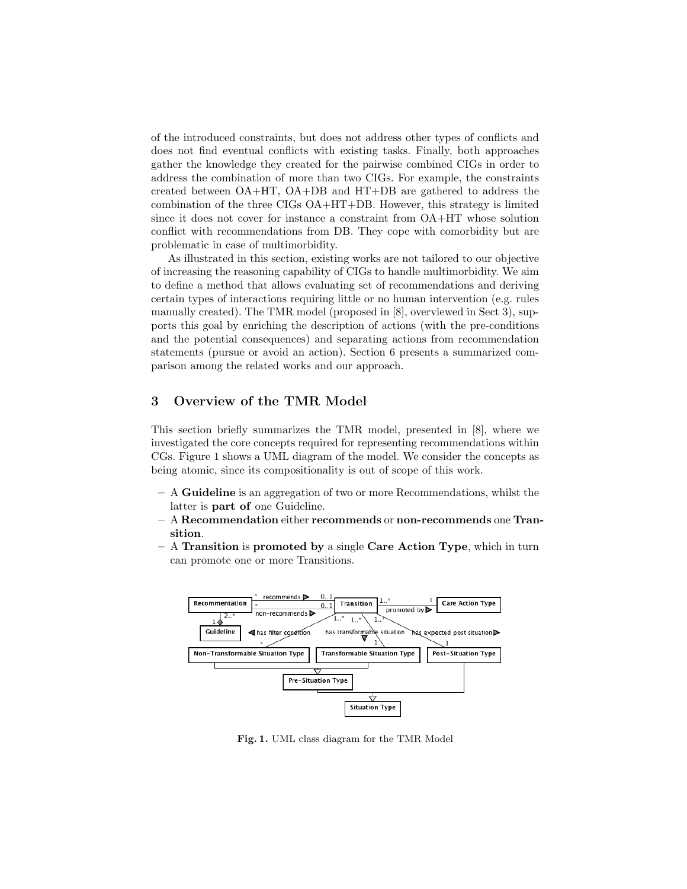of the introduced constraints, but does not address other types of conflicts and does not find eventual conflicts with existing tasks. Finally, both approaches gather the knowledge they created for the pairwise combined CIGs in order to address the combination of more than two CIGs. For example, the constraints created between OA+HT, OA+DB and HT+DB are gathered to address the combination of the three CIGs OA+HT+DB. However, this strategy is limited since it does not cover for instance a constraint from OA+HT whose solution conflict with recommendations from DB. They cope with comorbidity but are problematic in case of multimorbidity.

As illustrated in this section, existing works are not tailored to our objective of increasing the reasoning capability of CIGs to handle multimorbidity. We aim to define a method that allows evaluating set of recommendations and deriving certain types of interactions requiring little or no human intervention (e.g. rules manually created). The TMR model (proposed in [8], overviewed in Sect 3), supports this goal by enriching the description of actions (with the pre-conditions and the potential consequences) and separating actions from recommendation statements (pursue or avoid an action). Section 6 presents a summarized comparison among the related works and our approach.

## 3 Overview of the TMR Model

This section briefly summarizes the TMR model, presented in [8], where we investigated the core concepts required for representing recommendations within CGs. Figure 1 shows a UML diagram of the model. We consider the concepts as being atomic, since its compositionality is out of scope of this work.

- A **Guideline** is an aggregation of two or more Recommendations, whilst the latter is **part of** one Guideline.
- A **Recommendation** either **recommends** or **non-recommends** one **Transition**.
- A **Transition** is **promoted by** a single **Care Action Type**, which in turn can promote one or more Transitions.

**Fig. 1.** UML class diagram for the TMR Model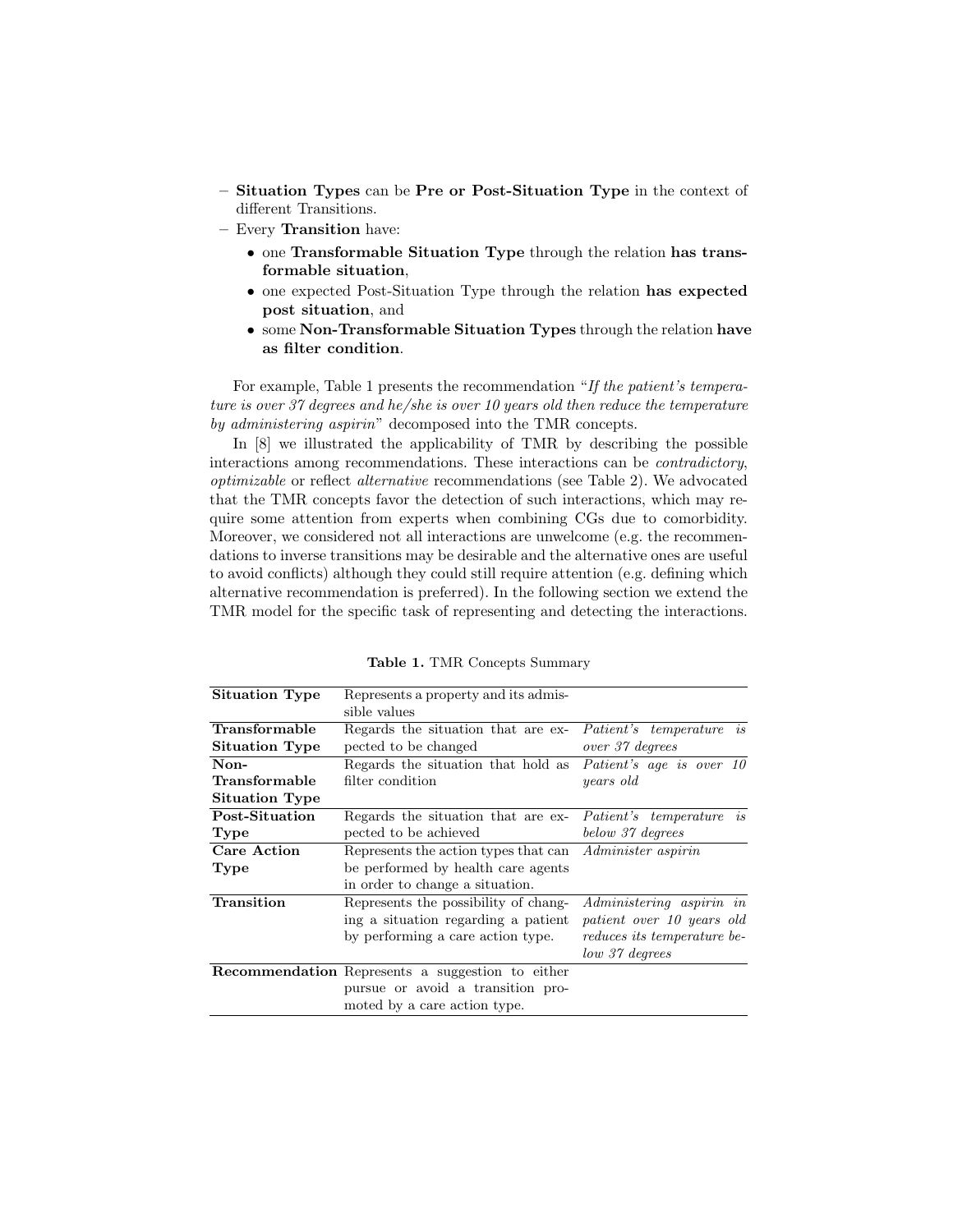– **Situation Types** can be **Pre or Post-Situation Type** in the context of different Transitions.
– Every **Transition** have:
  - one **Transformable Situation Type** through the relation **has transformable situation**,
  - one expected Post-Situation Type through the relation **has expected post situation**, and
  - some **Non-Transformable Situation Types** through the relation **have as filter condition**.

For example, Table 1 presents the recommendation "*If the patient's temperature is over 37 degrees and he/she is over 10 years old then reduce the temperature by administering aspirin*" decomposed into the TMR concepts.

In [8] we illustrated the applicability of TMR by describing the possible interactions among recommendations. These interactions can be *contradictory*, *optimizable* or reflect *alternative* recommendations (see Table 2). We advocated that the TMR concepts favor the detection of such interactions, which may require some attention from experts when combining CGs due to comorbidity. Moreover, we considered not all interactions are unwelcome (e.g. the recommendations to inverse transitions may be desirable and the alternative ones are useful to avoid conflicts) although they could still require attention (e.g. defining which alternative recommendation is preferred). In the following section we extend the TMR model for the specific task of representing and detecting the interactions.

**Table 1.** TMR Concepts Summary

| | | |
|---|---|---|
| **Situation Type** | Represents a property and its admissible values | |
| **Transformable Situation Type** | Regards the situation that are expected to be changed | *Patient's temperature is over 37 degrees* |
| **Non-Transformable Situation Type** | Regards the situation that hold as filter condition | *Patient's age is over 10 years old* |
| **Post-Situation Type** | Regards the situation that are expected to be achieved | *Patient's temperature is below 37 degrees* |
| **Care Action Type** | Represents the action types that can be performed by health care agents in order to change a situation. | *Administer aspirin* |
| **Transition** | Represents the possibility of changing a situation regarding a patient by performing a care action type. | *Administering aspirin in patient over 10 years old reduces its temperature below 37 degrees* |
| **Recommendation** | Represents a suggestion to either pursue or avoid a transition promoted by a care action type. | |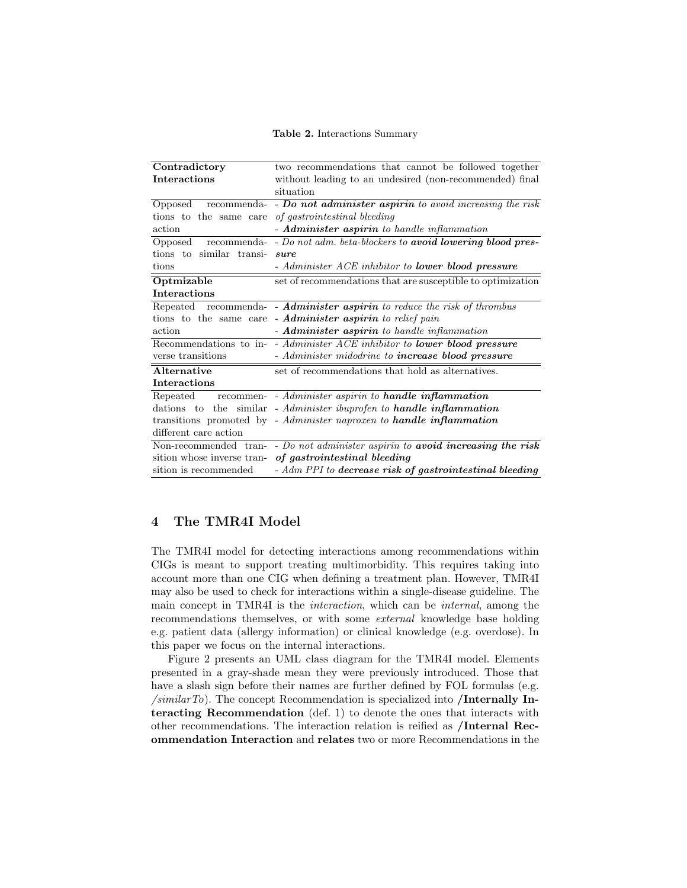**Table 2.** Interactions Summary

| | |
|---|---|
| **Contradictory Interactions** | two recommendations that cannot be followed together without leading to an undesired (non-recommended) final situation |
| Opposed recommendations to the same care action | - ***Do not administer aspirin*** *to avoid increasing the risk of gastrointestinal bleeding*<br>- ***Administer aspirin*** *to handle inflammation* |
| Opposed recommendations to similar transitions | - *Do not adm. beta-blockers to* ***avoid lowering blood pressure***<br>- *Administer ACE inhibitor to* ***lower blood pressure*** |
| **Optmizable Interactions** | set of recommendations that are susceptible to optimization |
| Repeated recommendations to the same care action | - ***Administer aspirin*** *to reduce the risk of thrombus*<br>- ***Administer aspirin*** *to relief pain*<br>- ***Administer aspirin*** *to handle inflammation* |
| Recommendations to inverse transitions | - *Administer ACE inhibitor to* ***lower blood pressure***<br>- *Administer midodrine to* ***increase blood pressure*** |
| **Alternative Interactions** | set of recommendations that hold as alternatives. |
| Repeated recommendations to the similar transitions promoted by different care action | - *Administer aspirin to* ***handle inflammation***<br>- *Administer ibuprofen to* ***handle inflammation***<br>- *Administer naproxen to* ***handle inflammation*** |
| Non-recommended transition whose inverse transition is recommended | - *Do not administer aspirin to* ***avoid increasing the risk of gastrointestinal bleeding***<br>- *Adm PPI to* ***decrease risk of gastrointestinal bleeding*** |

## 4 The TMR4I Model

The TMR4I model for detecting interactions among recommendations within CIGs is meant to support treating multimorbidity. This requires taking into account more than one CIG when defining a treatment plan. However, TMR4I may also be used to check for interactions within a single-disease guideline. The main concept in TMR4I is the *interaction*, which can be *internal*, among the recommendations themselves, or with some *external* knowledge base holding e.g. patient data (allergy information) or clinical knowledge (e.g. overdose). In this paper we focus on the internal interactions.

Figure 2 presents an UML class diagram for the TMR4I model. Elements presented in a gray-shade mean they were previously introduced. Those that have a slash sign before their names are further defined by FOL formulas (e.g. */similarTo*). The concept Recommendation is specialized into **/Internally Interacting Recommendation** (def. 1) to denote the ones that interacts with other recommendations. The interaction relation is reified as **/Internal Recommendation Interaction** and **relates** two or more Recommendations in the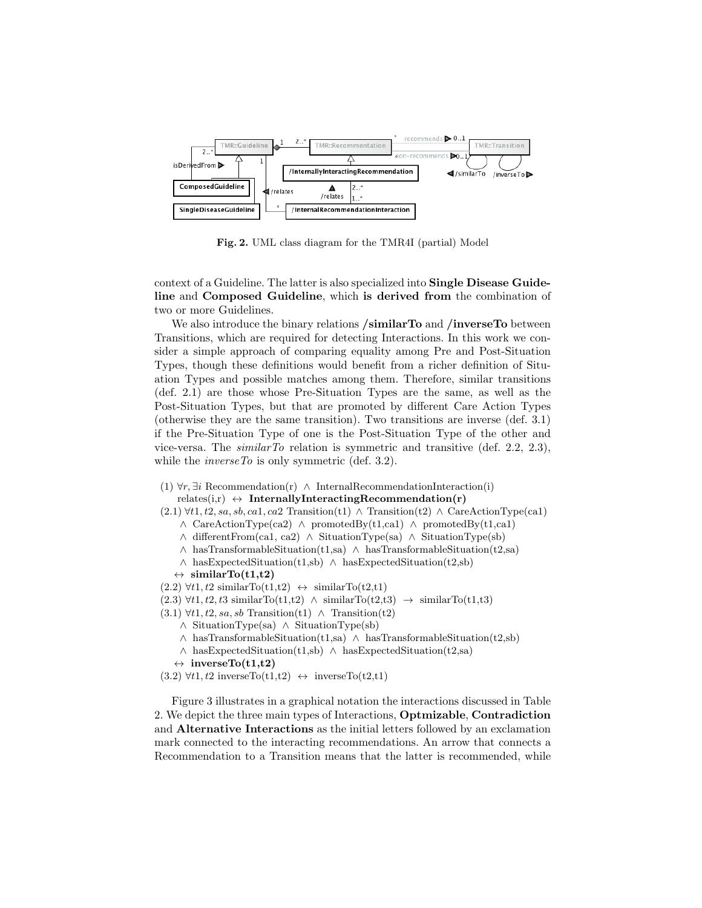Fig. 2. UML class diagram for the TMR4I (partial) Model

context of a Guideline. The latter is also specialized into **Single Disease Guideline** and **Composed Guideline**, which **is derived from** the combination of two or more Guidelines.

We also introduce the binary relations **/similarTo** and **/inverseTo** between Transitions, which are required for detecting Interactions. In this work we consider a simple approach of comparing equality among Pre and Post-Situation Types, though these definitions would benefit from a richer definition of Situation Types and possible matches among them. Therefore, similar transitions (def. 2.1) are those whose Pre-Situation Types are the same, as well as the Post-Situation Types, but that are promoted by different Care Action Types (otherwise they are the same transition). Two transitions are inverse (def. 3.1) if the Pre-Situation Type of one is the Post-Situation Type of the other and vice-versa. The *similarTo* relation is symmetric and transitive (def. 2.2, 2.3), while the *inverseTo* is only symmetric (def. 3.2).

(1) $\forall r, \exists i$ Recommendation(r) $\wedge$ InternalRecommendationInteraction(i)
relates(i,r) $\leftrightarrow$ **InternallyInteractingRecommendation(r)**

(2.1) $\forall t1, t2, sa, sb, ca1, ca2$ Transition(t1) $\wedge$ Transition(t2) $\wedge$ CareActionType(ca1)
$\wedge$ CareActionType(ca2) $\wedge$ promotedBy(t1,ca1) $\wedge$ promotedBy(t1,ca1)
$\wedge$ differentFrom(ca1, ca2) $\wedge$ SituationType(sa) $\wedge$ SituationType(sb)
$\wedge$ hasTransformableSituation(t1,sa) $\wedge$ hasTransformableSituation(t2,sa)
$\wedge$ hasExpectedSituation(t1,sb) $\wedge$ hasExpectedSituation(t2,sb)
$\leftrightarrow$ **similarTo(t1,t2)**

(2.2) $\forall t1, t2$ similarTo(t1,t2) $\leftrightarrow$ similarTo(t2,t1)

(2.3) $\forall t1, t2, t3$ similarTo(t1,t2) $\wedge$ similarTo(t2,t3) $\rightarrow$ similarTo(t1,t3)

(3.1) $\forall t1, t2, sa, sb$ Transition(t1) $\wedge$ Transition(t2)
$\wedge$ SituationType(sa) $\wedge$ SituationType(sb)
$\wedge$ hasTransformableSituation(t1,sa) $\wedge$ hasTransformableSituation(t2,sb)
$\wedge$ hasExpectedSituation(t1,sb) $\wedge$ hasExpectedSituation(t2,sa)
$\leftrightarrow$ **inverseTo(t1,t2)**

(3.2) $\forall t1, t2$ inverseTo(t1,t2) $\leftrightarrow$ inverseTo(t2,t1)

Figure 3 illustrates in a graphical notation the interactions discussed in Table 2. We depict the three main types of Interactions, **Optmizable**, **Contradiction** and **Alternative Interactions** as the initial letters followed by an exclamation mark connected to the interacting recommendations. An arrow that connects a Recommendation to a Transition means that the latter is recommended, while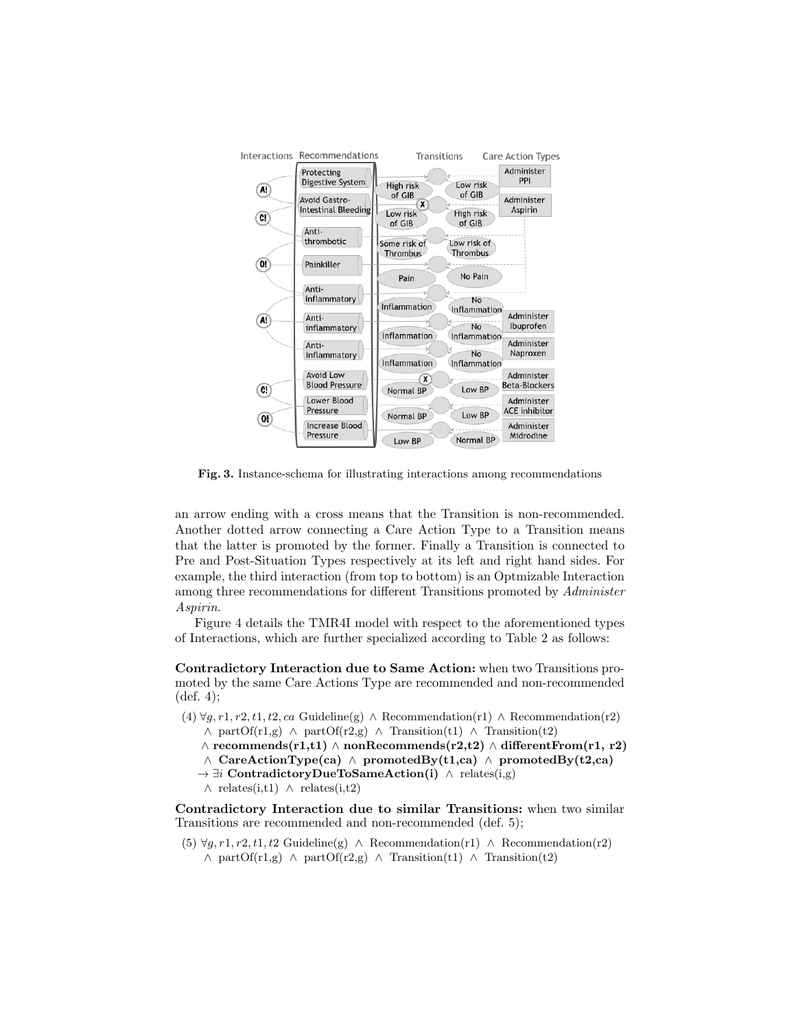Fig. 3. Instance-schema for illustrating interactions among recommendations

an arrow ending with a cross means that the Transition is non-recommended. Another dotted arrow connecting a Care Action Type to a Transition means that the latter is promoted by the former. Finally a Transition is connected to Pre and Post-Situation Types respectively at its left and right hand sides. For example, the third interaction (from top to bottom) is an Optmizable Interaction among three recommendations for different Transitions promoted by *Administer Aspirin*.

Figure 4 details the TMR4I model with respect to the aforementioned types of Interactions, which are further specialized according to Table 2 as follows:

**Contradictory Interaction due to Same Action:** when two Transitions promoted by the same Care Actions Type are recommended and non-recommended (def. 4);

(4) $\forall g, r1, r2, t1, t2, ca$ Guideline(g) $\wedge$ Recommendation(r1) $\wedge$ Recommendation(r2) $\wedge$ partOf(r1,g) $\wedge$ partOf(r2,g) $\wedge$ Transition(t1) $\wedge$ Transition(t2) $\wedge$ **recommends(r1,t1)** $\wedge$ **nonRecommends(r2,t2)** $\wedge$ **differentFrom(r1, r2)** $\wedge$ **CareActionType(ca)** $\wedge$ **promotedBy(t1,ca)** $\wedge$ **promotedBy(t2,ca)** $\rightarrow \exists i$ **ContradictoryDueToSameAction(i)** $\wedge$ relates(i,g) $\wedge$ relates(i,t1) $\wedge$ relates(i,t2)

**Contradictory Interaction due to similar Transitions:** when two similar Transitions are recommended and non-recommended (def. 5);

(5) $\forall g, r1, r2, t1, t2$ Guideline(g) $\wedge$ Recommendation(r1) $\wedge$ Recommendation(r2) $\wedge$ partOf(r1,g) $\wedge$ partOf(r2,g) $\wedge$ Transition(t1) $\wedge$ Transition(t2)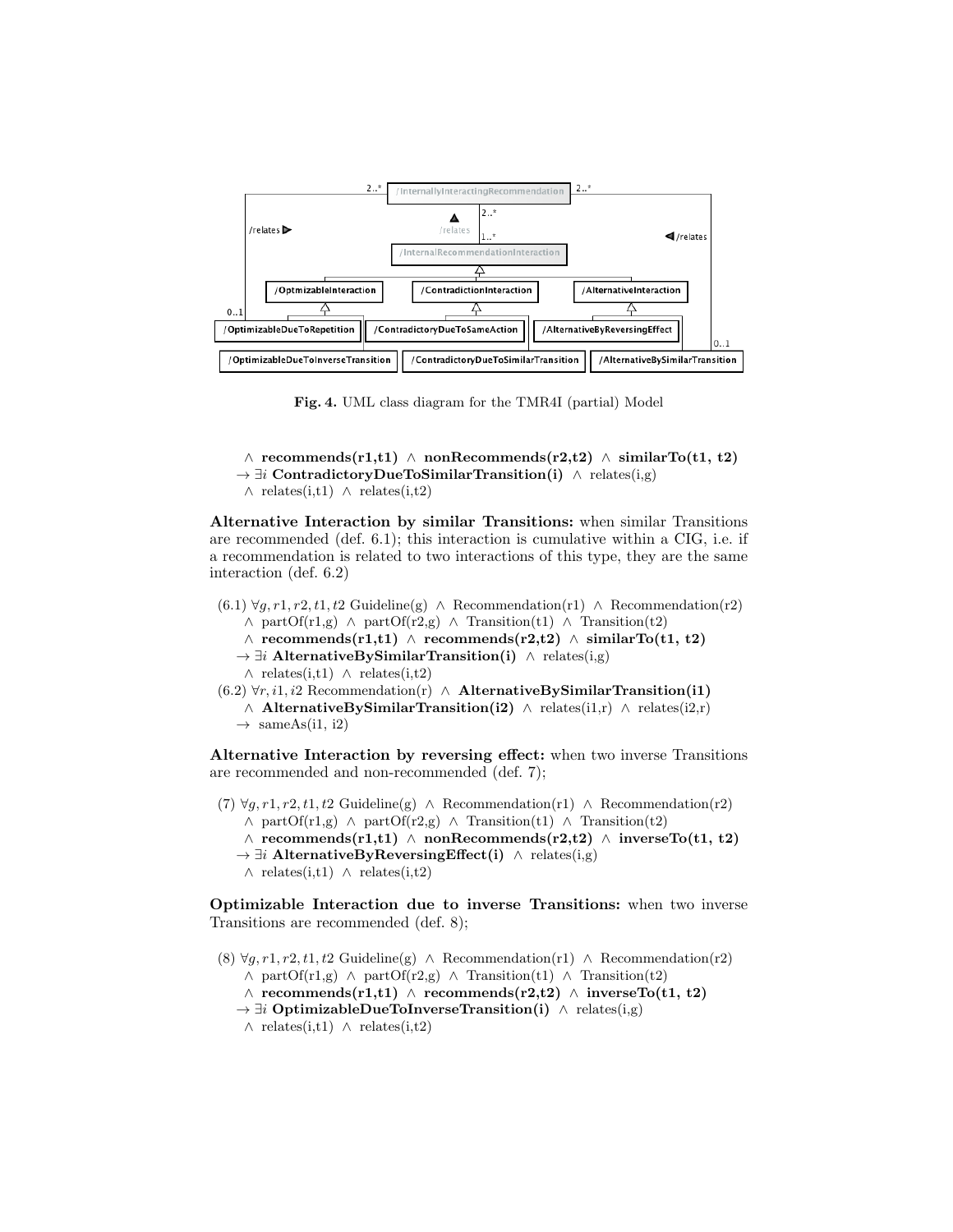Fig. 4. UML class diagram for the TMR4I (partial) Model

$\wedge$ **recommends(r1,t1)** $\wedge$ **nonRecommends(r2,t2)** $\wedge$ **similarTo(t1, t2)**
$\rightarrow \exists i$ **ContradictoryDueToSimilarTransition(i)** $\wedge$ relates(i,g)
$\wedge$ relates(i,t1) $\wedge$ relates(i,t2)

**Alternative Interaction by similar Transitions:** when similar Transitions are recommended (def. 6.1); this interaction is cumulative within a CIG, i.e. if a recommendation is related to two interactions of this type, they are the same interaction (def. 6.2)

(6.1) $\forall g, r1, r2, t1, t2$ Guideline(g) $\wedge$ Recommendation(r1) $\wedge$ Recommendation(r2)
$\wedge$ partOf(r1,g) $\wedge$ partOf(r2,g) $\wedge$ Transition(t1) $\wedge$ Transition(t2)
$\wedge$ **recommends(r1,t1)** $\wedge$ **recommends(r2,t2)** $\wedge$ **similarTo(t1, t2)**
$\rightarrow \exists i$ **AlternativeBySimilarTransition(i)** $\wedge$ relates(i,g)
$\wedge$ relates(i,t1) $\wedge$ relates(i,t2)

(6.2) $\forall r, i1, i2$ Recommendation(r) $\wedge$ **AlternativeBySimilarTransition(i1)**
$\wedge$ **AlternativeBySimilarTransition(i2)** $\wedge$ relates(i1,r) $\wedge$ relates(i2,r)
$\rightarrow$ sameAs(i1, i2)

**Alternative Interaction by reversing effect:** when two inverse Transitions are recommended and non-recommended (def. 7);

(7) $\forall g, r1, r2, t1, t2$ Guideline(g) $\wedge$ Recommendation(r1) $\wedge$ Recommendation(r2)
$\wedge$ partOf(r1,g) $\wedge$ partOf(r2,g) $\wedge$ Transition(t1) $\wedge$ Transition(t2)
$\wedge$ **recommends(r1,t1)** $\wedge$ **nonRecommends(r2,t2)** $\wedge$ **inverseTo(t1, t2)**
$\rightarrow \exists i$ **AlternativeByReversingEffect(i)** $\wedge$ relates(i,g)
$\wedge$ relates(i,t1) $\wedge$ relates(i,t2)

**Optimizable Interaction due to inverse Transitions:** when two inverse Transitions are recommended (def. 8);

(8) $\forall g, r1, r2, t1, t2$ Guideline(g) $\wedge$ Recommendation(r1) $\wedge$ Recommendation(r2)
$\wedge$ partOf(r1,g) $\wedge$ partOf(r2,g) $\wedge$ Transition(t1) $\wedge$ Transition(t2)
$\wedge$ **recommends(r1,t1)** $\wedge$ **recommends(r2,t2)** $\wedge$ **inverseTo(t1, t2)**
$\rightarrow \exists i$ **OptimizableDueToInverseTransition(i)** $\wedge$ relates(i,g)
$\wedge$ relates(i,t1) $\wedge$ relates(i,t2)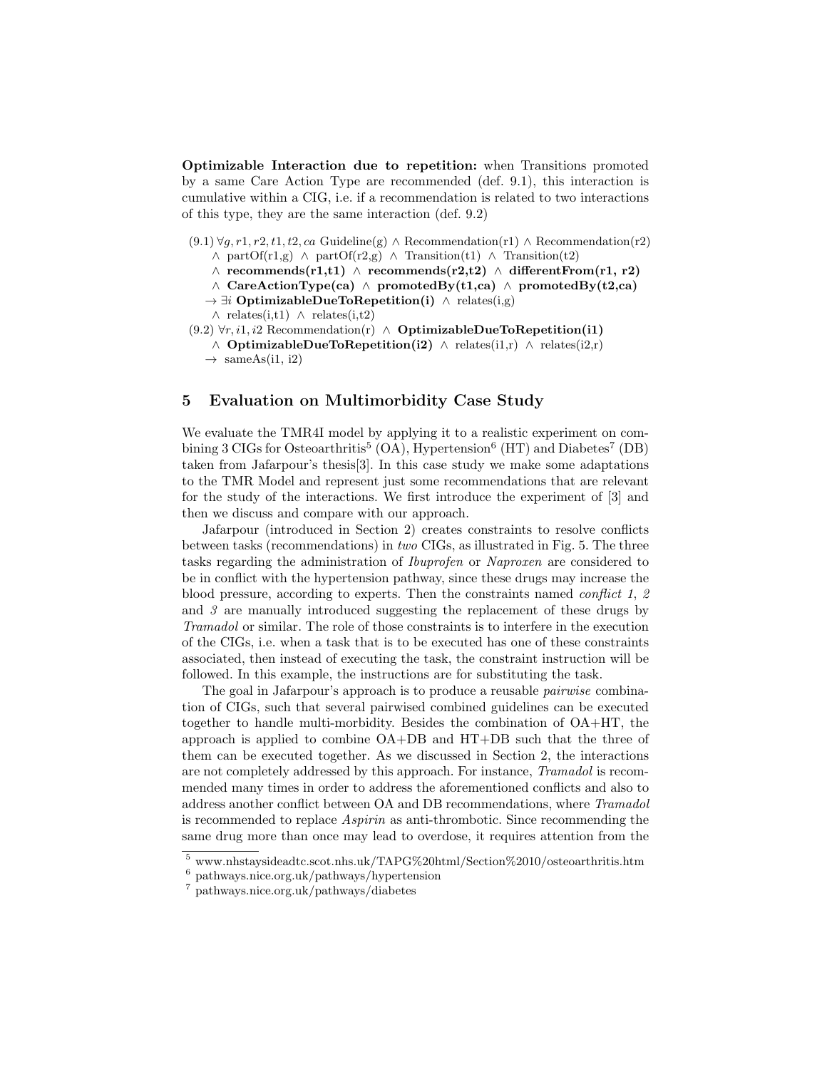**Optimizable Interaction due to repetition:** when Transitions promoted by a same Care Action Type are recommended (def. 9.1), this interaction is cumulative within a CIG, i.e. if a recommendation is related to two interactions of this type, they are the same interaction (def. 9.2)

(9.1) $\forall g, r1, r2, t1, t2, ca$ Guideline(g) $\wedge$ Recommendation(r1) $\wedge$ Recommendation(r2) $\wedge$ partOf(r1,g) $\wedge$ partOf(r2,g) $\wedge$ Transition(t1) $\wedge$ Transition(t2) $\wedge$ **recommends(r1,t1)** $\wedge$ **recommends(r2,t2)** $\wedge$ **differentFrom(r1, r2)** $\wedge$ **CareActionType(ca)** $\wedge$ **promotedBy(t1,ca)** $\wedge$ **promotedBy(t2,ca)** $\rightarrow \exists i$ **OptimizableDueToRepetition(i)** $\wedge$ relates(i,g) $\wedge$ relates(i,t1) $\wedge$ relates(i,t2)

(9.2) $\forall r, i1, i2$ Recommendation(r) $\wedge$ **OptimizableDueToRepetition(i1)** $\wedge$ **OptimizableDueToRepetition(i2)** $\wedge$ relates(i1,r) $\wedge$ relates(i2,r) $\rightarrow$ sameAs(i1, i2)

## 5 Evaluation on Multimorbidity Case Study

We evaluate the TMR4I model by applying it to a realistic experiment on combining 3 CIGs for Osteoarthritis[5] (OA), Hypertension[6] (HT) and Diabetes[7] (DB) taken from Jafarpour's thesis[3]. In this case study we make some adaptations to the TMR Model and represent just some recommendations that are relevant for the study of the interactions. We first introduce the experiment of [3] and then we discuss and compare with our approach.

Jafarpour (introduced in Section 2) creates constraints to resolve conflicts between tasks (recommendations) in *two* CIGs, as illustrated in Fig. 5. The three tasks regarding the administration of *Ibuprofen* or *Naproxen* are considered to be in conflict with the hypertension pathway, since these drugs may increase the blood pressure, according to experts. Then the constraints named *conflict 1*, *2* and *3* are manually introduced suggesting the replacement of these drugs by *Tramadol* or similar. The role of those constraints is to interfere in the execution of the CIGs, i.e. when a task that is to be executed has one of these constraints associated, then instead of executing the task, the constraint instruction will be followed. In this example, the instructions are for substituting the task.

The goal in Jafarpour's approach is to produce a reusable *pairwise* combination of CIGs, such that several pairwised combined guidelines can be executed together to handle multi-morbidity. Besides the combination of OA+HT, the approach is applied to combine OA+DB and HT+DB such that the three of them can be executed together. As we discussed in Section 2, the interactions are not completely addressed by this approach. For instance, *Tramadol* is recommended many times in order to address the aforementioned conflicts and also to address another conflict between OA and DB recommendations, where *Tramadol* is recommended to replace *Aspirin* as anti-thrombotic. Since recommending the same drug more than once may lead to overdose, it requires attention from the

[5] www.nhstaysideadtc.scot.nhs.uk/TAPG%20html/Section%2010/osteoarthritis.htm

[6] pathways.nice.org.uk/pathways/hypertension

[7] pathways.nice.org.uk/pathways/diabetes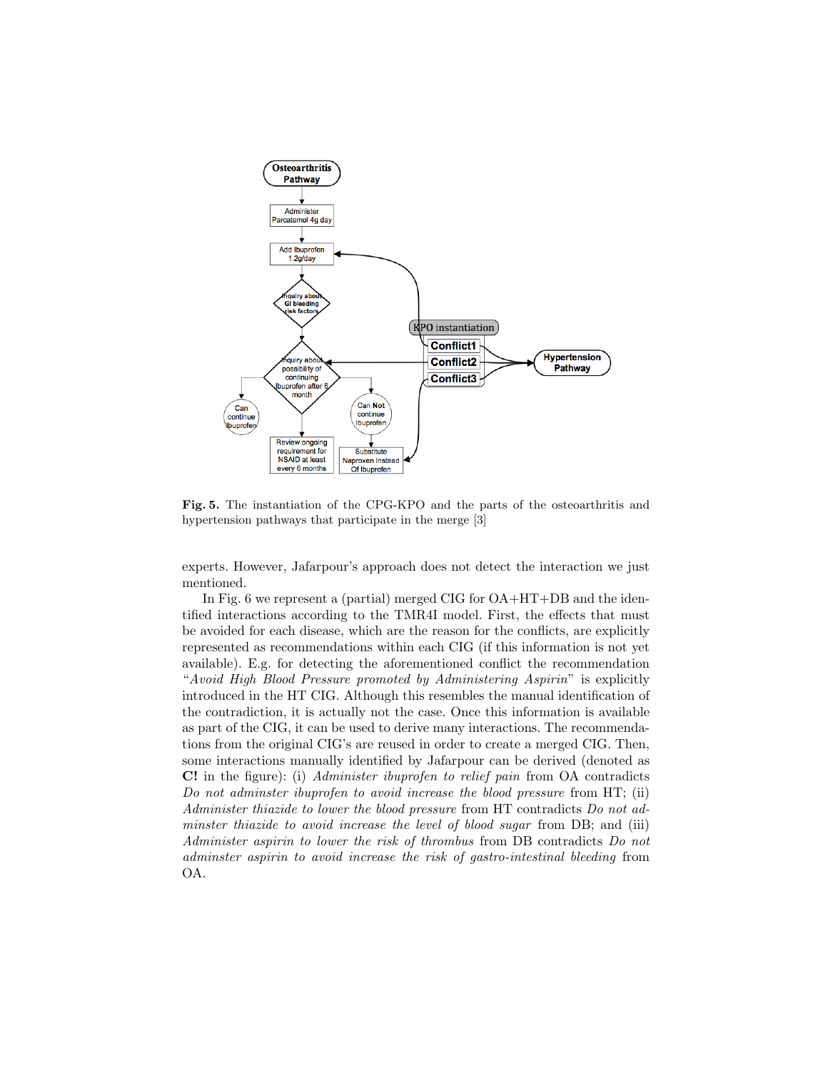**Fig. 5.** The instantiation of the CPG-KPO and the parts of the osteoarthritis and hypertension pathways that participate in the merge [3]

experts. However, Jafarpour's approach does not detect the interaction we just mentioned.

In Fig. 6 we represent a (partial) merged CIG for OA+HT+DB and the identified interactions according to the TMR4I model. First, the effects that must be avoided for each disease, which are the reason for the conflicts, are explicitly represented as recommendations within each CIG (if this information is not yet available). E.g. for detecting the aforementioned conflict the recommendation "*Avoid High Blood Pressure promoted by Administering Aspirin*" is explicitly introduced in the HT CIG. Although this resembles the manual identification of the contradiction, it is actually not the case. Once this information is available as part of the CIG, it can be used to derive many interactions. The recommendations from the original CIG's are reused in order to create a merged CIG. Then, some interactions manually identified by Jafarpour can be derived (denoted as **C!** in the figure): (i) *Administer ibuprofen to relief pain* from OA contradicts *Do not adminster ibuprofen to avoid increase the blood pressure* from HT; (ii) *Administer thiazide to lower the blood pressure* from HT contradicts *Do not adminster thiazide to avoid increase the level of blood sugar* from DB; and (iii) *Administer aspirin to lower the risk of thrombus* from DB contradicts *Do not adminster aspirin to avoid increase the risk of gastro-intestinal bleeding* from OA.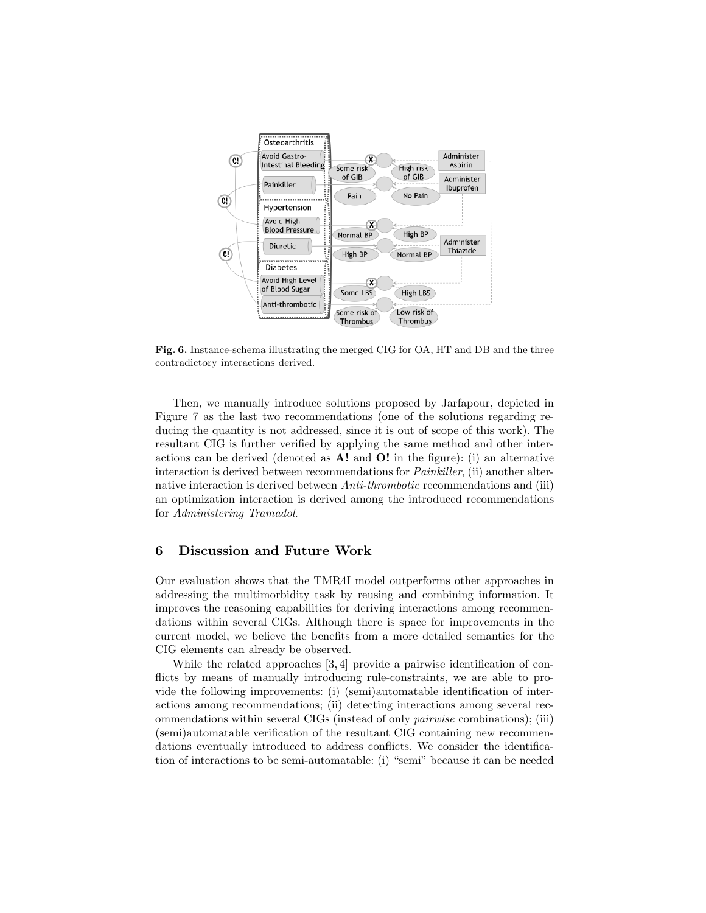**Fig. 6.** Instance-schema illustrating the merged CIG for OA, HT and DB and the three contradictory interactions derived.

Then, we manually introduce solutions proposed by Jarfapour, depicted in Figure 7 as the last two recommendations (one of the solutions regarding reducing the quantity is not addressed, since it is out of scope of this work). The resultant CIG is further verified by applying the same method and other interactions can be derived (denoted as **A!** and **O!** in the figure): (i) an alternative interaction is derived between recommendations for *Painkiller*, (ii) another alternative interaction is derived between *Anti-thrombotic* recommendations and (iii) an optimization interaction is derived among the introduced recommendations for *Administering Tramadol*.

## 6 Discussion and Future Work

Our evaluation shows that the TMR4I model outperforms other approaches in addressing the multimorbidity task by reusing and combining information. It improves the reasoning capabilities for deriving interactions among recommendations within several CIGs. Although there is space for improvements in the current model, we believe the benefits from a more detailed semantics for the CIG elements can already be observed.

While the related approaches [3, 4] provide a pairwise identification of conflicts by means of manually introducing rule-constraints, we are able to provide the following improvements: (i) (semi)automatable identification of interactions among recommendations; (ii) detecting interactions among several recommendations within several CIGs (instead of only *pairwise* combinations); (iii) (semi)automatable verification of the resultant CIG containing new recommendations eventually introduced to address conflicts. We consider the identification of interactions to be semi-automatable: (i) "semi" because it can be needed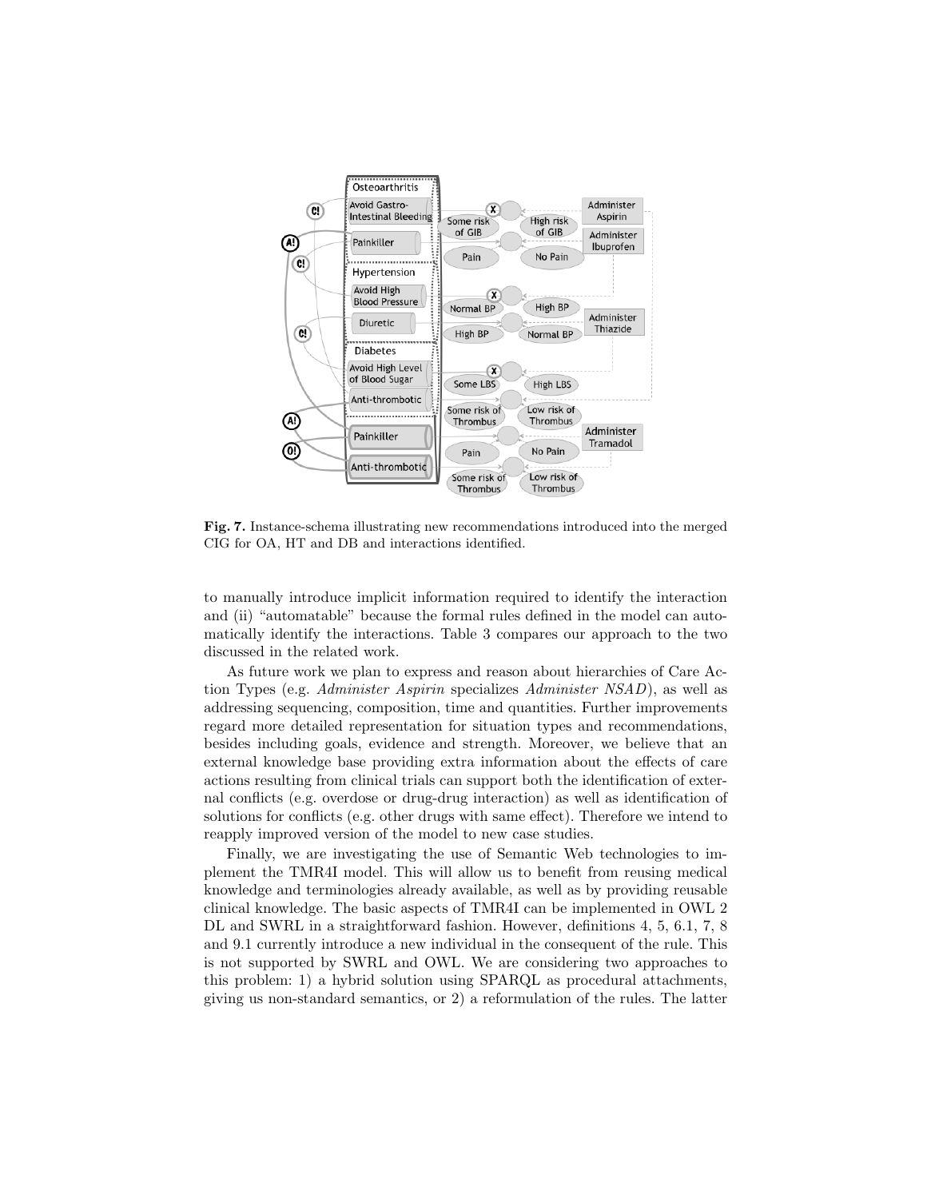**Fig. 7.** Instance-schema illustrating new recommendations introduced into the merged CIG for OA, HT and DB and interactions identified.

to manually introduce implicit information required to identify the interaction and (ii) "automatable" because the formal rules defined in the model can automatically identify the interactions. Table 3 compares our approach to the two discussed in the related work.

As future work we plan to express and reason about hierarchies of Care Action Types (e.g. *Administer Aspirin* specializes *Administer NSAD*), as well as addressing sequencing, composition, time and quantities. Further improvements regard more detailed representation for situation types and recommendations, besides including goals, evidence and strength. Moreover, we believe that an external knowledge base providing extra information about the effects of care actions resulting from clinical trials can support both the identification of external conflicts (e.g. overdose or drug-drug interaction) as well as identification of solutions for conflicts (e.g. other drugs with same effect). Therefore we intend to reapply improved version of the model to new case studies.

Finally, we are investigating the use of Semantic Web technologies to implement the TMR4I model. This will allow us to benefit from reusing medical knowledge and terminologies already available, as well as by providing reusable clinical knowledge. The basic aspects of TMR4I can be implemented in OWL 2 DL and SWRL in a straightforward fashion. However, definitions 4, 5, 6.1, 7, 8 and 9.1 currently introduce a new individual in the consequent of the rule. This is not supported by SWRL and OWL. We are considering two approaches to this problem: 1) a hybrid solution using SPARQL as procedural attachments, giving us non-standard semantics, or 2) a reformulation of the rules. The latter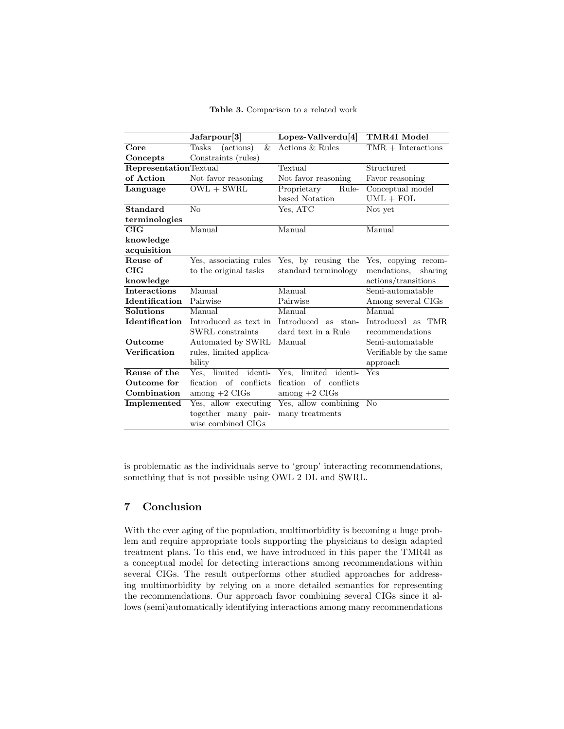**Table 3.** Comparison to a related work

| | **Jafarpour[3]** | **Lopez-Vallverdu[4]** | **TMR4I Model** |
|---|---|---|---|
| **Core Concepts** | Tasks (actions) & Constraints (rules) | Actions & Rules | TMR + Interactions |
| **Representation of Action** | Textual Not favor reasoning | Textual Not favor reasoning | Structured Favor reasoning |
| **Language** | OWL + SWRL | Proprietary Rule-based Notation | Conceptual model UML + FOL |
| **Standard terminologies** | No | Yes, ATC | Not yet |
| **CIG knowledge acquisition** | Manual | Manual | Manual |
| **Reuse of CIG knowledge** | Yes, associating rules to the original tasks | Yes, by reusing the standard terminology | Yes, copying recommendations, sharing actions/transitions |
| **Interactions Identification** | Manual Pairwise | Manual Pairwise | Semi-automatable Among several CIGs |
| **Solutions Identification** | Manual Introduced as text in SWRL constraints | Manual Introduced as standard text in a Rule | Manual Introduced as TMR recommendations |
| **Outcome Verification** | Automated by SWRL rules, limited applicability | Manual | Semi-automatable Verifiable by the same approach |
| **Reuse of the Outcome for Combination** | Yes, limited identification of conflicts among +2 CIGs | Yes, limited identification of conflicts among +2 CIGs | Yes |
| **Implemented** | Yes, allow executing together many pairwise combined CIGs | Yes, allow combining many treatments | No |

is problematic as the individuals serve to 'group' interacting recommendations, something that is not possible using OWL 2 DL and SWRL.

## 7 Conclusion

With the ever aging of the population, multimorbidity is becoming a huge problem and require appropriate tools supporting the physicians to design adapted treatment plans. To this end, we have introduced in this paper the TMR4I as a conceptual model for detecting interactions among recommendations within several CIGs. The result outperforms other studied approaches for addressing multimorbidity by relying on a more detailed semantics for representing the recommendations. Our approach favor combining several CIGs since it allows (semi)automatically identifying interactions among many recommendations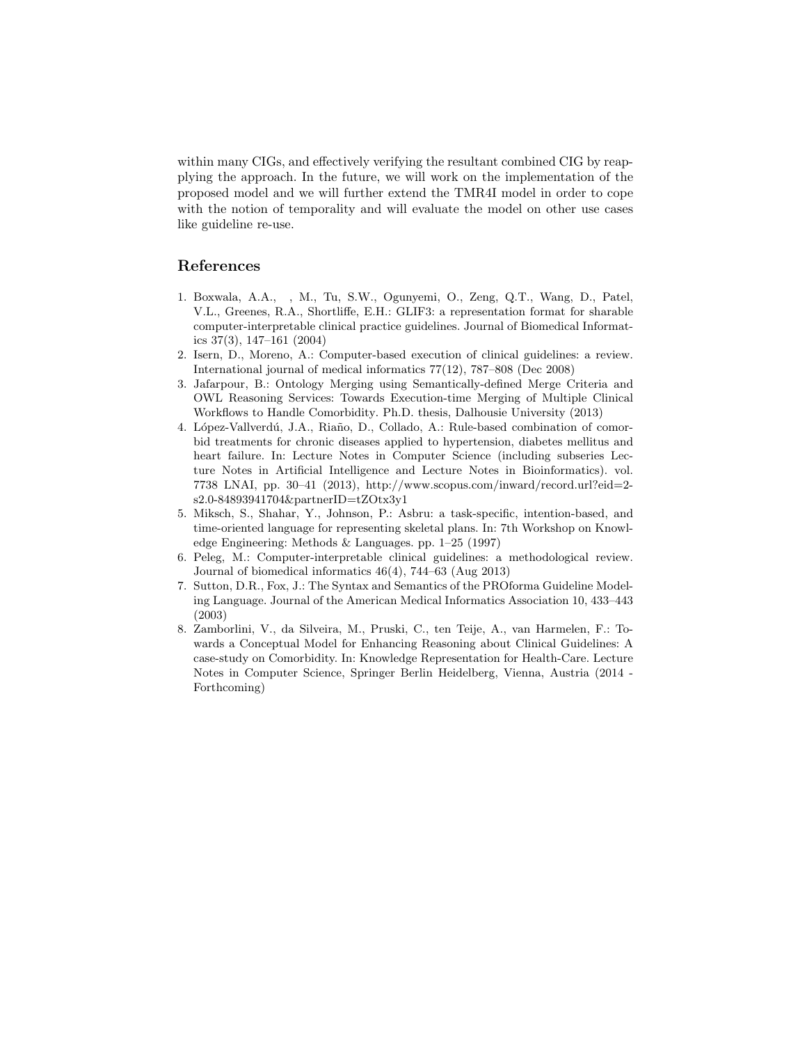within many CIGs, and effectively verifying the resultant combined CIG by reapplying the approach. In the future, we will work on the implementation of the proposed model and we will further extend the TMR4I model in order to cope with the notion of temporality and will evaluate the model on other use cases like guideline re-use.

## References

1. Boxwala, A.A., , M., Tu, S.W., Ogunyemi, O., Zeng, Q.T., Wang, D., Patel, V.L., Greenes, R.A., Shortliffe, E.H.: GLIF3: a representation format for sharable computer-interpretable clinical practice guidelines. Journal of Biomedical Informatics 37(3), 147–161 (2004)
2. Isern, D., Moreno, A.: Computer-based execution of clinical guidelines: a review. International journal of medical informatics 77(12), 787–808 (Dec 2008)
3. Jafarpour, B.: Ontology Merging using Semantically-defined Merge Criteria and OWL Reasoning Services: Towards Execution-time Merging of Multiple Clinical Workflows to Handle Comorbidity. Ph.D. thesis, Dalhousie University (2013)
4. López-Vallverdú, J.A., Riaño, D., Collado, A.: Rule-based combination of comorbid treatments for chronic diseases applied to hypertension, diabetes mellitus and heart failure. In: Lecture Notes in Computer Science (including subseries Lecture Notes in Artificial Intelligence and Lecture Notes in Bioinformatics). vol. 7738 LNAI, pp. 30–41 (2013), http://www.scopus.com/inward/record.url?eid=2-s2.0-84893941704&partnerID=tZOtx3y1
5. Miksch, S., Shahar, Y., Johnson, P.: Asbru: a task-specific, intention-based, and time-oriented language for representing skeletal plans. In: 7th Workshop on Knowledge Engineering: Methods & Languages. pp. 1–25 (1997)
6. Peleg, M.: Computer-interpretable clinical guidelines: a methodological review. Journal of biomedical informatics 46(4), 744–63 (Aug 2013)
7. Sutton, D.R., Fox, J.: The Syntax and Semantics of the PROforma Guideline Modeling Language. Journal of the American Medical Informatics Association 10, 433–443 (2003)
8. Zamborlini, V., da Silveira, M., Pruski, C., ten Teije, A., van Harmelen, F.: Towards a Conceptual Model for Enhancing Reasoning about Clinical Guidelines: A case-study on Comorbidity. In: Knowledge Representation for Health-Care. Lecture Notes in Computer Science, Springer Berlin Heidelberg, Vienna, Austria (2014 - Forthcoming)